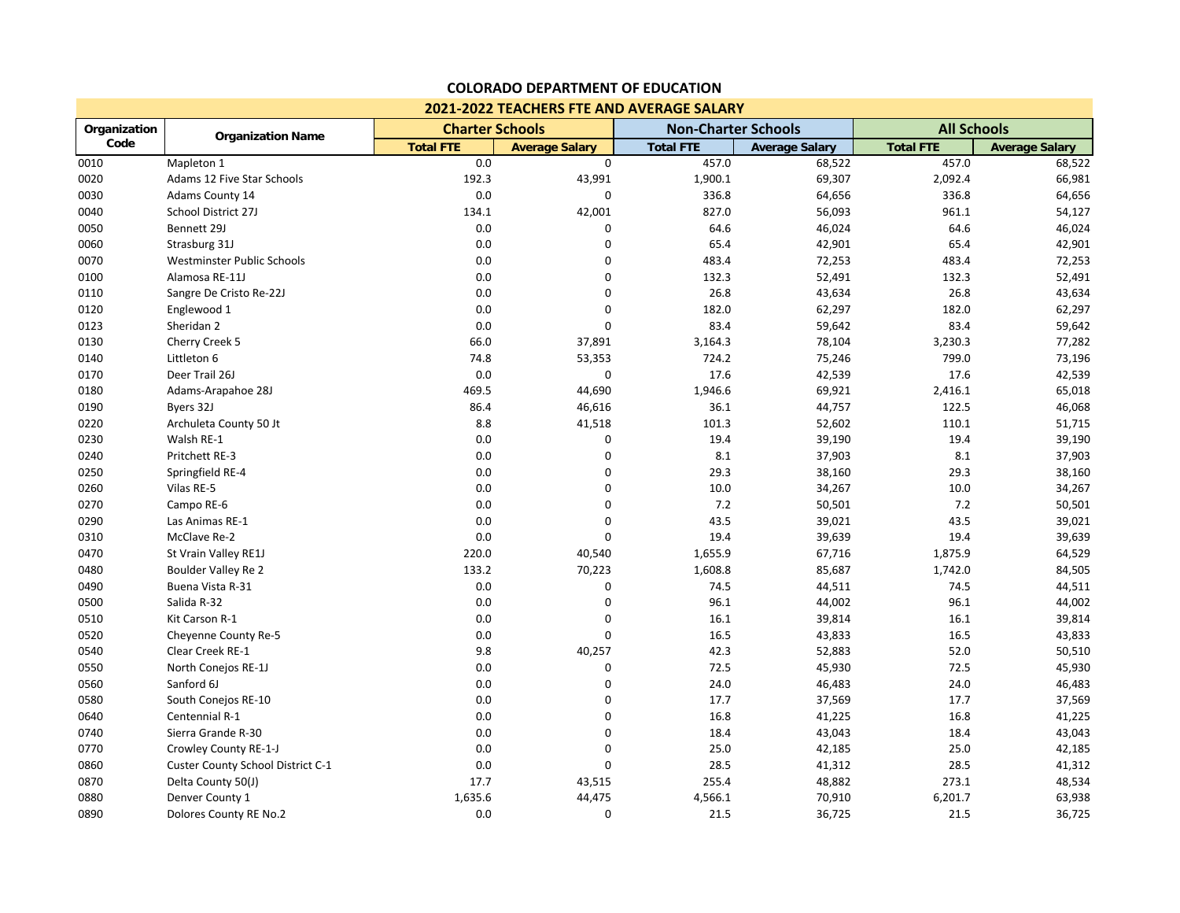# COLORADO DEPARTMENT OF EDUCATION

## 2021-2022 TEACHERS FTE AND AVERAGE SALARY

| Organization Code | Organization Name | Charter Schools | | Non-Charter Schools | | All Schools | |
|---|---|---|---|---|---|---|---|
| | | Total FTE | Average Salary | Total FTE | Average Salary | Total FTE | Average Salary |
| 0010 | Mapleton 1 | 0.0 | 0 | 457.0 | 68,522 | 457.0 | 68,522 |
| 0020 | Adams 12 Five Star Schools | 192.3 | 43,991 | 1,900.1 | 69,307 | 2,092.4 | 66,981 |
| 0030 | Adams County 14 | 0.0 | 0 | 336.8 | 64,656 | 336.8 | 64,656 |
| 0040 | School District 27J | 134.1 | 42,001 | 827.0 | 56,093 | 961.1 | 54,127 |
| 0050 | Bennett 29J | 0.0 | 0 | 64.6 | 46,024 | 64.6 | 46,024 |
| 0060 | Strasburg 31J | 0.0 | 0 | 65.4 | 42,901 | 65.4 | 42,901 |
| 0070 | Westminster Public Schools | 0.0 | 0 | 483.4 | 72,253 | 483.4 | 72,253 |
| 0100 | Alamosa RE-11J | 0.0 | 0 | 132.3 | 52,491 | 132.3 | 52,491 |
| 0110 | Sangre De Cristo Re-22J | 0.0 | 0 | 26.8 | 43,634 | 26.8 | 43,634 |
| 0120 | Englewood 1 | 0.0 | 0 | 182.0 | 62,297 | 182.0 | 62,297 |
| 0123 | Sheridan 2 | 0.0 | 0 | 83.4 | 59,642 | 83.4 | 59,642 |
| 0130 | Cherry Creek 5 | 66.0 | 37,891 | 3,164.3 | 78,104 | 3,230.3 | 77,282 |
| 0140 | Littleton 6 | 74.8 | 53,353 | 724.2 | 75,246 | 799.0 | 73,196 |
| 0170 | Deer Trail 26J | 0.0 | 0 | 17.6 | 42,539 | 17.6 | 42,539 |
| 0180 | Adams-Arapahoe 28J | 469.5 | 44,690 | 1,946.6 | 69,921 | 2,416.1 | 65,018 |
| 0190 | Byers 32J | 86.4 | 46,616 | 36.1 | 44,757 | 122.5 | 46,068 |
| 0220 | Archuleta County 50 Jt | 8.8 | 41,518 | 101.3 | 52,602 | 110.1 | 51,715 |
| 0230 | Walsh RE-1 | 0.0 | 0 | 19.4 | 39,190 | 19.4 | 39,190 |
| 0240 | Pritchett RE-3 | 0.0 | 0 | 8.1 | 37,903 | 8.1 | 37,903 |
| 0250 | Springfield RE-4 | 0.0 | 0 | 29.3 | 38,160 | 29.3 | 38,160 |
| 0260 | Vilas RE-5 | 0.0 | 0 | 10.0 | 34,267 | 10.0 | 34,267 |
| 0270 | Campo RE-6 | 0.0 | 0 | 7.2 | 50,501 | 7.2 | 50,501 |
| 0290 | Las Animas RE-1 | 0.0 | 0 | 43.5 | 39,021 | 43.5 | 39,021 |
| 0310 | McClave Re-2 | 0.0 | 0 | 19.4 | 39,639 | 19.4 | 39,639 |
| 0470 | St Vrain Valley RE1J | 220.0 | 40,540 | 1,655.9 | 67,716 | 1,875.9 | 64,529 |
| 0480 | Boulder Valley Re 2 | 133.2 | 70,223 | 1,608.8 | 85,687 | 1,742.0 | 84,505 |
| 0490 | Buena Vista R-31 | 0.0 | 0 | 74.5 | 44,511 | 74.5 | 44,511 |
| 0500 | Salida R-32 | 0.0 | 0 | 96.1 | 44,002 | 96.1 | 44,002 |
| 0510 | Kit Carson R-1 | 0.0 | 0 | 16.1 | 39,814 | 16.1 | 39,814 |
| 0520 | Cheyenne County Re-5 | 0.0 | 0 | 16.5 | 43,833 | 16.5 | 43,833 |
| 0540 | Clear Creek RE-1 | 9.8 | 40,257 | 42.3 | 52,883 | 52.0 | 50,510 |
| 0550 | North Conejos RE-1J | 0.0 | 0 | 72.5 | 45,930 | 72.5 | 45,930 |
| 0560 | Sanford 6J | 0.0 | 0 | 24.0 | 46,483 | 24.0 | 46,483 |
| 0580 | South Conejos RE-10 | 0.0 | 0 | 17.7 | 37,569 | 17.7 | 37,569 |
| 0640 | Centennial R-1 | 0.0 | 0 | 16.8 | 41,225 | 16.8 | 41,225 |
| 0740 | Sierra Grande R-30 | 0.0 | 0 | 18.4 | 43,043 | 18.4 | 43,043 |
| 0770 | Crowley County RE-1-J | 0.0 | 0 | 25.0 | 42,185 | 25.0 | 42,185 |
| 0860 | Custer County School District C-1 | 0.0 | 0 | 28.5 | 41,312 | 28.5 | 41,312 |
| 0870 | Delta County 50(J) | 17.7 | 43,515 | 255.4 | 48,882 | 273.1 | 48,534 |
| 0880 | Denver County 1 | 1,635.6 | 44,475 | 4,566.1 | 70,910 | 6,201.7 | 63,938 |
| 0890 | Dolores County RE No.2 | 0.0 | 0 | 21.5 | 36,725 | 21.5 | 36,725 |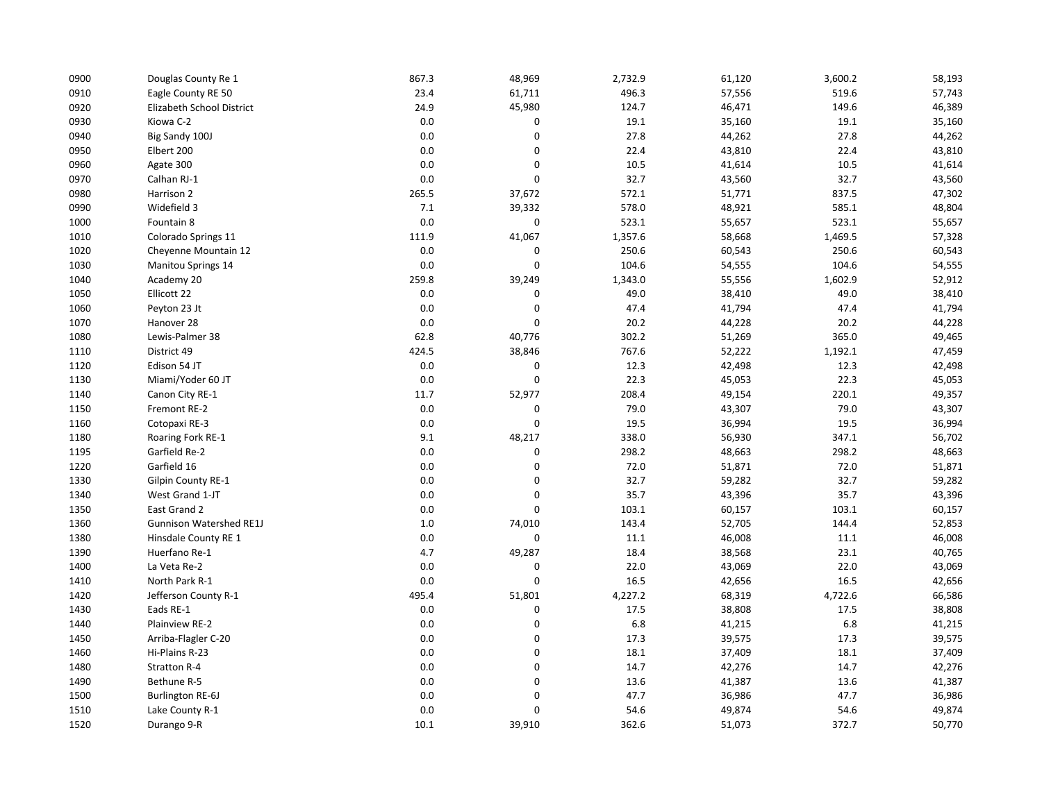| | | | | | | | |
|---|---|---|---|---|---|---|---|
| 0900 | Douglas County Re 1 | 867.3 | 48,969 | 2,732.9 | 61,120 | 3,600.2 | 58,193 |
| 0910 | Eagle County RE 50 | 23.4 | 61,711 | 496.3 | 57,556 | 519.6 | 57,743 |
| 0920 | Elizabeth School District | 24.9 | 45,980 | 124.7 | 46,471 | 149.6 | 46,389 |
| 0930 | Kiowa C-2 | 0.0 | 0 | 19.1 | 35,160 | 19.1 | 35,160 |
| 0940 | Big Sandy 100J | 0.0 | 0 | 27.8 | 44,262 | 27.8 | 44,262 |
| 0950 | Elbert 200 | 0.0 | 0 | 22.4 | 43,810 | 22.4 | 43,810 |
| 0960 | Agate 300 | 0.0 | 0 | 10.5 | 41,614 | 10.5 | 41,614 |
| 0970 | Calhan RJ-1 | 0.0 | 0 | 32.7 | 43,560 | 32.7 | 43,560 |
| 0980 | Harrison 2 | 265.5 | 37,672 | 572.1 | 51,771 | 837.5 | 47,302 |
| 0990 | Widefield 3 | 7.1 | 39,332 | 578.0 | 48,921 | 585.1 | 48,804 |
| 1000 | Fountain 8 | 0.0 | 0 | 523.1 | 55,657 | 523.1 | 55,657 |
| 1010 | Colorado Springs 11 | 111.9 | 41,067 | 1,357.6 | 58,668 | 1,469.5 | 57,328 |
| 1020 | Cheyenne Mountain 12 | 0.0 | 0 | 250.6 | 60,543 | 250.6 | 60,543 |
| 1030 | Manitou Springs 14 | 0.0 | 0 | 104.6 | 54,555 | 104.6 | 54,555 |
| 1040 | Academy 20 | 259.8 | 39,249 | 1,343.0 | 55,556 | 1,602.9 | 52,912 |
| 1050 | Ellicott 22 | 0.0 | 0 | 49.0 | 38,410 | 49.0 | 38,410 |
| 1060 | Peyton 23 Jt | 0.0 | 0 | 47.4 | 41,794 | 47.4 | 41,794 |
| 1070 | Hanover 28 | 0.0 | 0 | 20.2 | 44,228 | 20.2 | 44,228 |
| 1080 | Lewis-Palmer 38 | 62.8 | 40,776 | 302.2 | 51,269 | 365.0 | 49,465 |
| 1110 | District 49 | 424.5 | 38,846 | 767.6 | 52,222 | 1,192.1 | 47,459 |
| 1120 | Edison 54 JT | 0.0 | 0 | 12.3 | 42,498 | 12.3 | 42,498 |
| 1130 | Miami/Yoder 60 JT | 0.0 | 0 | 22.3 | 45,053 | 22.3 | 45,053 |
| 1140 | Canon City RE-1 | 11.7 | 52,977 | 208.4 | 49,154 | 220.1 | 49,357 |
| 1150 | Fremont RE-2 | 0.0 | 0 | 79.0 | 43,307 | 79.0 | 43,307 |
| 1160 | Cotopaxi RE-3 | 0.0 | 0 | 19.5 | 36,994 | 19.5 | 36,994 |
| 1180 | Roaring Fork RE-1 | 9.1 | 48,217 | 338.0 | 56,930 | 347.1 | 56,702 |
| 1195 | Garfield Re-2 | 0.0 | 0 | 298.2 | 48,663 | 298.2 | 48,663 |
| 1220 | Garfield 16 | 0.0 | 0 | 72.0 | 51,871 | 72.0 | 51,871 |
| 1330 | Gilpin County RE-1 | 0.0 | 0 | 32.7 | 59,282 | 32.7 | 59,282 |
| 1340 | West Grand 1-JT | 0.0 | 0 | 35.7 | 43,396 | 35.7 | 43,396 |
| 1350 | East Grand 2 | 0.0 | 0 | 103.1 | 60,157 | 103.1 | 60,157 |
| 1360 | Gunnison Watershed RE1J | 1.0 | 74,010 | 143.4 | 52,705 | 144.4 | 52,853 |
| 1380 | Hinsdale County RE 1 | 0.0 | 0 | 11.1 | 46,008 | 11.1 | 46,008 |
| 1390 | Huerfano Re-1 | 4.7 | 49,287 | 18.4 | 38,568 | 23.1 | 40,765 |
| 1400 | La Veta Re-2 | 0.0 | 0 | 22.0 | 43,069 | 22.0 | 43,069 |
| 1410 | North Park R-1 | 0.0 | 0 | 16.5 | 42,656 | 16.5 | 42,656 |
| 1420 | Jefferson County R-1 | 495.4 | 51,801 | 4,227.2 | 68,319 | 4,722.6 | 66,586 |
| 1430 | Eads RE-1 | 0.0 | 0 | 17.5 | 38,808 | 17.5 | 38,808 |
| 1440 | Plainview RE-2 | 0.0 | 0 | 6.8 | 41,215 | 6.8 | 41,215 |
| 1450 | Arriba-Flagler C-20 | 0.0 | 0 | 17.3 | 39,575 | 17.3 | 39,575 |
| 1460 | Hi-Plains R-23 | 0.0 | 0 | 18.1 | 37,409 | 18.1 | 37,409 |
| 1480 | Stratton R-4 | 0.0 | 0 | 14.7 | 42,276 | 14.7 | 42,276 |
| 1490 | Bethune R-5 | 0.0 | 0 | 13.6 | 41,387 | 13.6 | 41,387 |
| 1500 | Burlington RE-6J | 0.0 | 0 | 47.7 | 36,986 | 47.7 | 36,986 |
| 1510 | Lake County R-1 | 0.0 | 0 | 54.6 | 49,874 | 54.6 | 49,874 |
| 1520 | Durango 9-R | 10.1 | 39,910 | 362.6 | 51,073 | 372.7 | 50,770 |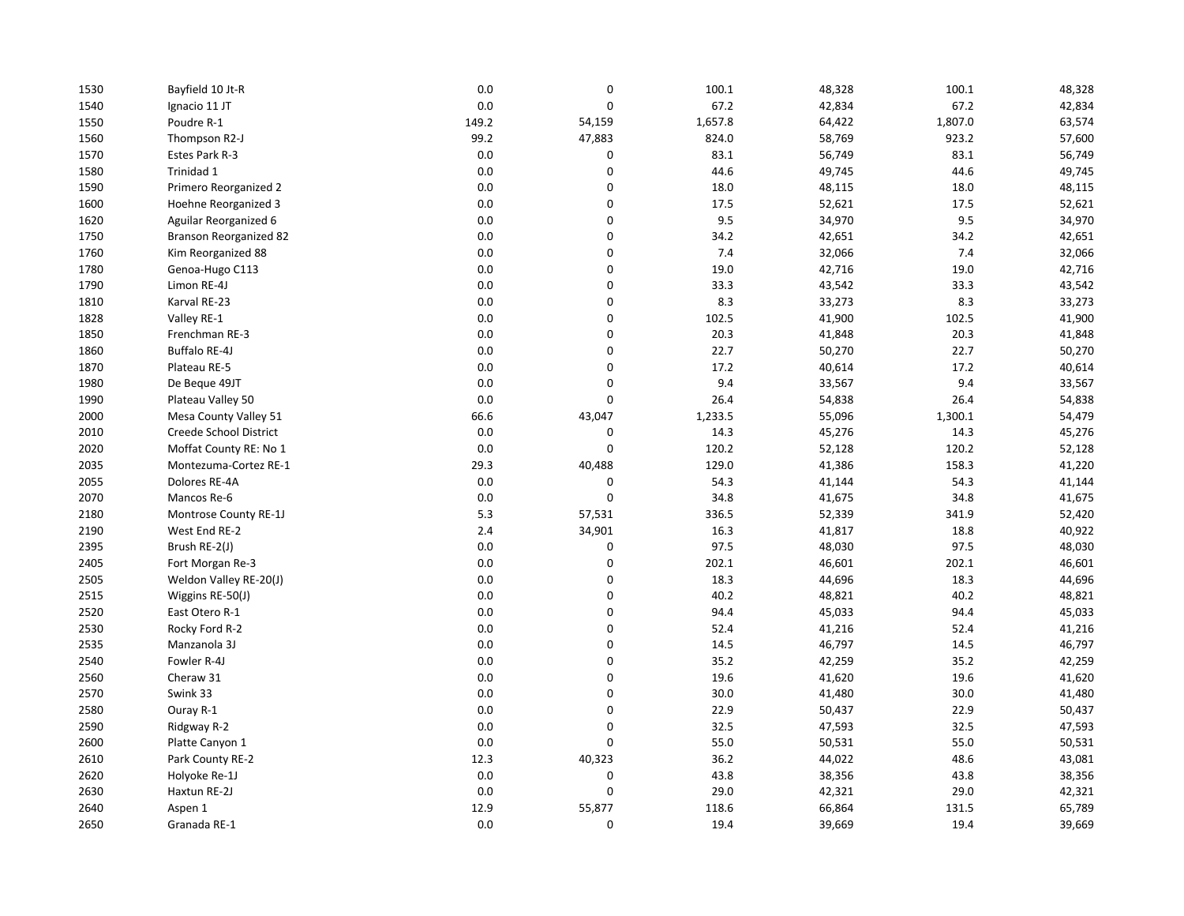| | | | | | | | |
|---|---|---|---|---|---|---|---|
| 1530 | Bayfield 10 Jt-R | 0.0 | 0 | 100.1 | 48,328 | 100.1 | 48,328 |
| 1540 | Ignacio 11 JT | 0.0 | 0 | 67.2 | 42,834 | 67.2 | 42,834 |
| 1550 | Poudre R-1 | 149.2 | 54,159 | 1,657.8 | 64,422 | 1,807.0 | 63,574 |
| 1560 | Thompson R2-J | 99.2 | 47,883 | 824.0 | 58,769 | 923.2 | 57,600 |
| 1570 | Estes Park R-3 | 0.0 | 0 | 83.1 | 56,749 | 83.1 | 56,749 |
| 1580 | Trinidad 1 | 0.0 | 0 | 44.6 | 49,745 | 44.6 | 49,745 |
| 1590 | Primero Reorganized 2 | 0.0 | 0 | 18.0 | 48,115 | 18.0 | 48,115 |
| 1600 | Hoehne Reorganized 3 | 0.0 | 0 | 17.5 | 52,621 | 17.5 | 52,621 |
| 1620 | Aguilar Reorganized 6 | 0.0 | 0 | 9.5 | 34,970 | 9.5 | 34,970 |
| 1750 | Branson Reorganized 82 | 0.0 | 0 | 34.2 | 42,651 | 34.2 | 42,651 |
| 1760 | Kim Reorganized 88 | 0.0 | 0 | 7.4 | 32,066 | 7.4 | 32,066 |
| 1780 | Genoa-Hugo C113 | 0.0 | 0 | 19.0 | 42,716 | 19.0 | 42,716 |
| 1790 | Limon RE-4J | 0.0 | 0 | 33.3 | 43,542 | 33.3 | 43,542 |
| 1810 | Karval RE-23 | 0.0 | 0 | 8.3 | 33,273 | 8.3 | 33,273 |
| 1828 | Valley RE-1 | 0.0 | 0 | 102.5 | 41,900 | 102.5 | 41,900 |
| 1850 | Frenchman RE-3 | 0.0 | 0 | 20.3 | 41,848 | 20.3 | 41,848 |
| 1860 | Buffalo RE-4J | 0.0 | 0 | 22.7 | 50,270 | 22.7 | 50,270 |
| 1870 | Plateau RE-5 | 0.0 | 0 | 17.2 | 40,614 | 17.2 | 40,614 |
| 1980 | De Beque 49JT | 0.0 | 0 | 9.4 | 33,567 | 9.4 | 33,567 |
| 1990 | Plateau Valley 50 | 0.0 | 0 | 26.4 | 54,838 | 26.4 | 54,838 |
| 2000 | Mesa County Valley 51 | 66.6 | 43,047 | 1,233.5 | 55,096 | 1,300.1 | 54,479 |
| 2010 | Creede School District | 0.0 | 0 | 14.3 | 45,276 | 14.3 | 45,276 |
| 2020 | Moffat County RE: No 1 | 0.0 | 0 | 120.2 | 52,128 | 120.2 | 52,128 |
| 2035 | Montezuma-Cortez RE-1 | 29.3 | 40,488 | 129.0 | 41,386 | 158.3 | 41,220 |
| 2055 | Dolores RE-4A | 0.0 | 0 | 54.3 | 41,144 | 54.3 | 41,144 |
| 2070 | Mancos Re-6 | 0.0 | 0 | 34.8 | 41,675 | 34.8 | 41,675 |
| 2180 | Montrose County RE-1J | 5.3 | 57,531 | 336.5 | 52,339 | 341.9 | 52,420 |
| 2190 | West End RE-2 | 2.4 | 34,901 | 16.3 | 41,817 | 18.8 | 40,922 |
| 2395 | Brush RE-2(J) | 0.0 | 0 | 97.5 | 48,030 | 97.5 | 48,030 |
| 2405 | Fort Morgan Re-3 | 0.0 | 0 | 202.1 | 46,601 | 202.1 | 46,601 |
| 2505 | Weldon Valley RE-20(J) | 0.0 | 0 | 18.3 | 44,696 | 18.3 | 44,696 |
| 2515 | Wiggins RE-50(J) | 0.0 | 0 | 40.2 | 48,821 | 40.2 | 48,821 |
| 2520 | East Otero R-1 | 0.0 | 0 | 94.4 | 45,033 | 94.4 | 45,033 |
| 2530 | Rocky Ford R-2 | 0.0 | 0 | 52.4 | 41,216 | 52.4 | 41,216 |
| 2535 | Manzanola 3J | 0.0 | 0 | 14.5 | 46,797 | 14.5 | 46,797 |
| 2540 | Fowler R-4J | 0.0 | 0 | 35.2 | 42,259 | 35.2 | 42,259 |
| 2560 | Cheraw 31 | 0.0 | 0 | 19.6 | 41,620 | 19.6 | 41,620 |
| 2570 | Swink 33 | 0.0 | 0 | 30.0 | 41,480 | 30.0 | 41,480 |
| 2580 | Ouray R-1 | 0.0 | 0 | 22.9 | 50,437 | 22.9 | 50,437 |
| 2590 | Ridgway R-2 | 0.0 | 0 | 32.5 | 47,593 | 32.5 | 47,593 |
| 2600 | Platte Canyon 1 | 0.0 | 0 | 55.0 | 50,531 | 55.0 | 50,531 |
| 2610 | Park County RE-2 | 12.3 | 40,323 | 36.2 | 44,022 | 48.6 | 43,081 |
| 2620 | Holyoke Re-1J | 0.0 | 0 | 43.8 | 38,356 | 43.8 | 38,356 |
| 2630 | Haxtun RE-2J | 0.0 | 0 | 29.0 | 42,321 | 29.0 | 42,321 |
| 2640 | Aspen 1 | 12.9 | 55,877 | 118.6 | 66,864 | 131.5 | 65,789 |
| 2650 | Granada RE-1 | 0.0 | 0 | 19.4 | 39,669 | 19.4 | 39,669 |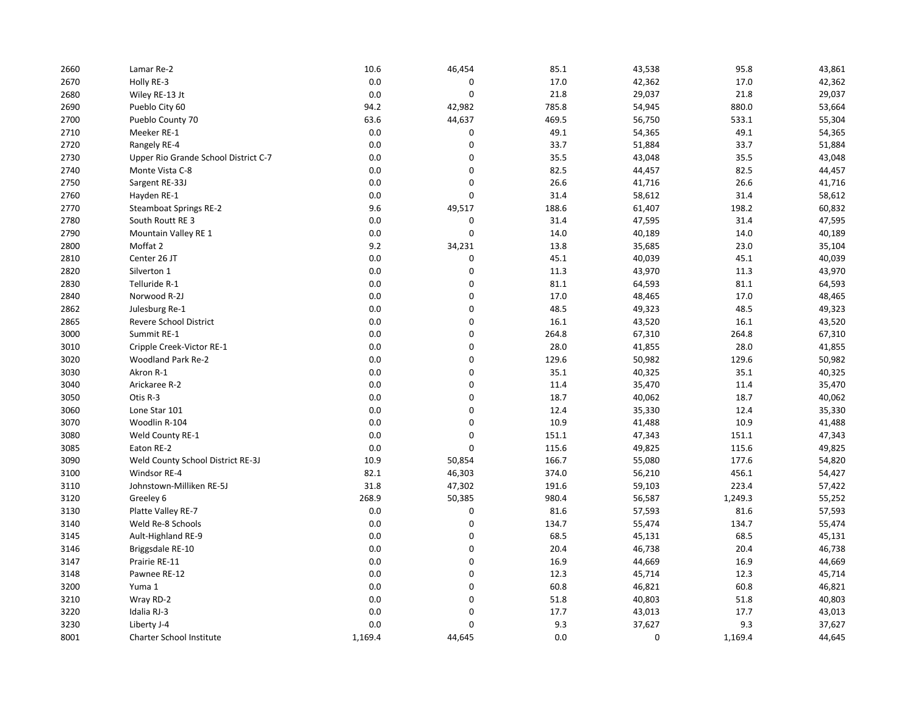| | | | | | | | |
|---|---|---|---|---|---|---|---|
| 2660 | Lamar Re-2 | 10.6 | 46,454 | 85.1 | 43,538 | 95.8 | 43,861 |
| 2670 | Holly RE-3 | 0.0 | 0 | 17.0 | 42,362 | 17.0 | 42,362 |
| 2680 | Wiley RE-13 Jt | 0.0 | 0 | 21.8 | 29,037 | 21.8 | 29,037 |
| 2690 | Pueblo City 60 | 94.2 | 42,982 | 785.8 | 54,945 | 880.0 | 53,664 |
| 2700 | Pueblo County 70 | 63.6 | 44,637 | 469.5 | 56,750 | 533.1 | 55,304 |
| 2710 | Meeker RE-1 | 0.0 | 0 | 49.1 | 54,365 | 49.1 | 54,365 |
| 2720 | Rangely RE-4 | 0.0 | 0 | 33.7 | 51,884 | 33.7 | 51,884 |
| 2730 | Upper Rio Grande School District C-7 | 0.0 | 0 | 35.5 | 43,048 | 35.5 | 43,048 |
| 2740 | Monte Vista C-8 | 0.0 | 0 | 82.5 | 44,457 | 82.5 | 44,457 |
| 2750 | Sargent RE-33J | 0.0 | 0 | 26.6 | 41,716 | 26.6 | 41,716 |
| 2760 | Hayden RE-1 | 0.0 | 0 | 31.4 | 58,612 | 31.4 | 58,612 |
| 2770 | Steamboat Springs RE-2 | 9.6 | 49,517 | 188.6 | 61,407 | 198.2 | 60,832 |
| 2780 | South Routt RE 3 | 0.0 | 0 | 31.4 | 47,595 | 31.4 | 47,595 |
| 2790 | Mountain Valley RE 1 | 0.0 | 0 | 14.0 | 40,189 | 14.0 | 40,189 |
| 2800 | Moffat 2 | 9.2 | 34,231 | 13.8 | 35,685 | 23.0 | 35,104 |
| 2810 | Center 26 JT | 0.0 | 0 | 45.1 | 40,039 | 45.1 | 40,039 |
| 2820 | Silverton 1 | 0.0 | 0 | 11.3 | 43,970 | 11.3 | 43,970 |
| 2830 | Telluride R-1 | 0.0 | 0 | 81.1 | 64,593 | 81.1 | 64,593 |
| 2840 | Norwood R-2J | 0.0 | 0 | 17.0 | 48,465 | 17.0 | 48,465 |
| 2862 | Julesburg Re-1 | 0.0 | 0 | 48.5 | 49,323 | 48.5 | 49,323 |
| 2865 | Revere School District | 0.0 | 0 | 16.1 | 43,520 | 16.1 | 43,520 |
| 3000 | Summit RE-1 | 0.0 | 0 | 264.8 | 67,310 | 264.8 | 67,310 |
| 3010 | Cripple Creek-Victor RE-1 | 0.0 | 0 | 28.0 | 41,855 | 28.0 | 41,855 |
| 3020 | Woodland Park Re-2 | 0.0 | 0 | 129.6 | 50,982 | 129.6 | 50,982 |
| 3030 | Akron R-1 | 0.0 | 0 | 35.1 | 40,325 | 35.1 | 40,325 |
| 3040 | Arickaree R-2 | 0.0 | 0 | 11.4 | 35,470 | 11.4 | 35,470 |
| 3050 | Otis R-3 | 0.0 | 0 | 18.7 | 40,062 | 18.7 | 40,062 |
| 3060 | Lone Star 101 | 0.0 | 0 | 12.4 | 35,330 | 12.4 | 35,330 |
| 3070 | Woodlin R-104 | 0.0 | 0 | 10.9 | 41,488 | 10.9 | 41,488 |
| 3080 | Weld County RE-1 | 0.0 | 0 | 151.1 | 47,343 | 151.1 | 47,343 |
| 3085 | Eaton RE-2 | 0.0 | 0 | 115.6 | 49,825 | 115.6 | 49,825 |
| 3090 | Weld County School District RE-3J | 10.9 | 50,854 | 166.7 | 55,080 | 177.6 | 54,820 |
| 3100 | Windsor RE-4 | 82.1 | 46,303 | 374.0 | 56,210 | 456.1 | 54,427 |
| 3110 | Johnstown-Milliken RE-5J | 31.8 | 47,302 | 191.6 | 59,103 | 223.4 | 57,422 |
| 3120 | Greeley 6 | 268.9 | 50,385 | 980.4 | 56,587 | 1,249.3 | 55,252 |
| 3130 | Platte Valley RE-7 | 0.0 | 0 | 81.6 | 57,593 | 81.6 | 57,593 |
| 3140 | Weld Re-8 Schools | 0.0 | 0 | 134.7 | 55,474 | 134.7 | 55,474 |
| 3145 | Ault-Highland RE-9 | 0.0 | 0 | 68.5 | 45,131 | 68.5 | 45,131 |
| 3146 | Briggsdale RE-10 | 0.0 | 0 | 20.4 | 46,738 | 20.4 | 46,738 |
| 3147 | Prairie RE-11 | 0.0 | 0 | 16.9 | 44,669 | 16.9 | 44,669 |
| 3148 | Pawnee RE-12 | 0.0 | 0 | 12.3 | 45,714 | 12.3 | 45,714 |
| 3200 | Yuma 1 | 0.0 | 0 | 60.8 | 46,821 | 60.8 | 46,821 |
| 3210 | Wray RD-2 | 0.0 | 0 | 51.8 | 40,803 | 51.8 | 40,803 |
| 3220 | Idalia RJ-3 | 0.0 | 0 | 17.7 | 43,013 | 17.7 | 43,013 |
| 3230 | Liberty J-4 | 0.0 | 0 | 9.3 | 37,627 | 9.3 | 37,627 |
| 8001 | Charter School Institute | 1,169.4 | 44,645 | 0.0 | 0 | 1,169.4 | 44,645 |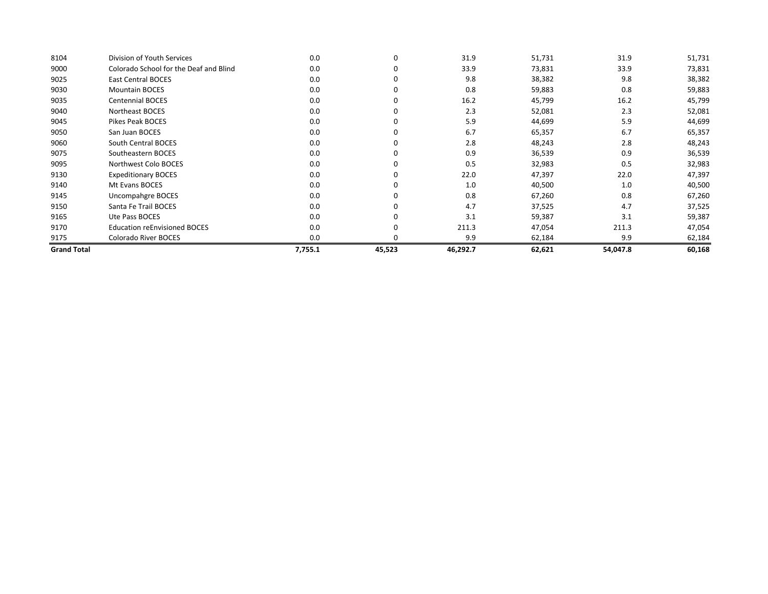| | | | | | | | |
|---|---|---|---|---|---|---|---|
| 8104 | Division of Youth Services | 0.0 | 0 | 31.9 | 51,731 | 31.9 | 51,731 |
| 9000 | Colorado School for the Deaf and Blind | 0.0 | 0 | 33.9 | 73,831 | 33.9 | 73,831 |
| 9025 | East Central BOCES | 0.0 | 0 | 9.8 | 38,382 | 9.8 | 38,382 |
| 9030 | Mountain BOCES | 0.0 | 0 | 0.8 | 59,883 | 0.8 | 59,883 |
| 9035 | Centennial BOCES | 0.0 | 0 | 16.2 | 45,799 | 16.2 | 45,799 |
| 9040 | Northeast BOCES | 0.0 | 0 | 2.3 | 52,081 | 2.3 | 52,081 |
| 9045 | Pikes Peak BOCES | 0.0 | 0 | 5.9 | 44,699 | 5.9 | 44,699 |
| 9050 | San Juan BOCES | 0.0 | 0 | 6.7 | 65,357 | 6.7 | 65,357 |
| 9060 | South Central BOCES | 0.0 | 0 | 2.8 | 48,243 | 2.8 | 48,243 |
| 9075 | Southeastern BOCES | 0.0 | 0 | 0.9 | 36,539 | 0.9 | 36,539 |
| 9095 | Northwest Colo BOCES | 0.0 | 0 | 0.5 | 32,983 | 0.5 | 32,983 |
| 9130 | Expeditionary BOCES | 0.0 | 0 | 22.0 | 47,397 | 22.0 | 47,397 |
| 9140 | Mt Evans BOCES | 0.0 | 0 | 1.0 | 40,500 | 1.0 | 40,500 |
| 9145 | Uncompahgre BOCES | 0.0 | 0 | 0.8 | 67,260 | 0.8 | 67,260 |
| 9150 | Santa Fe Trail BOCES | 0.0 | 0 | 4.7 | 37,525 | 4.7 | 37,525 |
| 9165 | Ute Pass BOCES | 0.0 | 0 | 3.1 | 59,387 | 3.1 | 59,387 |
| 9170 | Education reEnvisioned BOCES | 0.0 | 0 | 211.3 | 47,054 | 211.3 | 47,054 |
| 9175 | Colorado River BOCES | 0.0 | 0 | 9.9 | 62,184 | 9.9 | 62,184 |
| **Grand Total** | | **7,755.1** | **45,523** | **46,292.7** | **62,621** | **54,047.8** | **60,168** |